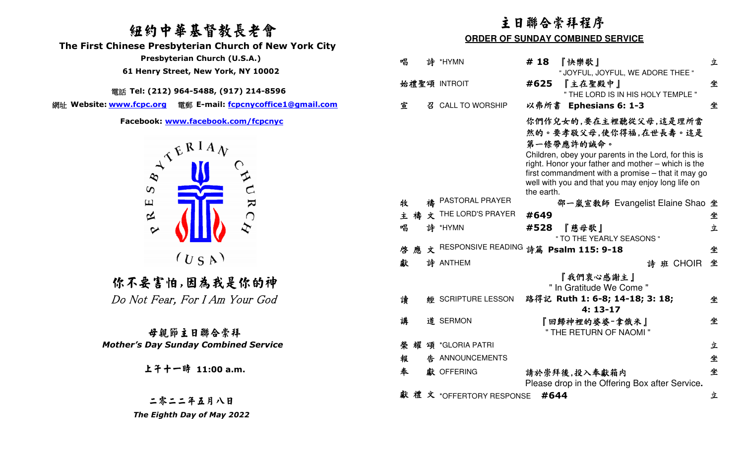# 紐約中華基督教長老會

## The First Chinese Presbyterian Church of New York City

**Presbyterian Church (U.S.A.)**

**61 Henry Street, New York, NY 10002**

電話 **Tel: (212) 964-5488, (917) 214-8596**

網址 **Website: www.fcpc.org** 電郵 **E-mail: fcpcnycoffice1@gmail.com**

**Facebook: www.facebook.com/fcpcnyc**

PRESBYTERIAN CHURCH (USA)

## 你不要害怕,因為我是你的神

*Do Not Fear, For I Am Your God*

### 母親節主日聯合崇拜

***Mother's Day Sunday Combined Service***

**上午十一時 11:00 a.m.**

**二零二二年五月八日**

***The Eighth Day of May 2022***

# 主日聯合崇拜程序

## ORDER OF SUNDAY COMBINED SERVICE

| | | | |
|---|---|---|---|
| 唱 詩 | *HYMN | **# 18** 『快樂歌』 " JOYFUL, JOYFUL, WE ADORE THEE " | 立 |
| 始禮聖頌 | INTROIT | **#625** 『主在聖殿中』 " THE LORD IS IN HIS HOLY TEMPLE " | 坐 |
| 宣 召 | CALL TO WORSHIP | 以弗所書 **Ephesians 6: 1-3** 你們作兒女的,要在主裡聽從父母,這是理所當然的。要孝敬父母,使你得福,在世長壽。這是第一條帶應許的誡命。 Children, obey your parents in the Lord, for this is right. Honor your father and mother – which is the first commandment with a promise – that it may go well with you and that you may enjoy long life on the earth. | 坐 |
| 牧 禱 | PASTORAL PRAYER | 邵一嵐宣教師 Evangelist Elaine Shao | 坐 |
| 主 禱 文 | THE LORD'S PRAYER | **#649** | 坐 |
| 唱 詩 | *HYMN | **#528** 『慈母歌』 " TO THE YEARLY SEASONS " | 立 |
| 啓 應 文 | RESPONSIVE READING | 詩篇 **Psalm 115: 9-18** | 坐 |
| 獻 詩 | ANTHEM | 詩 班 CHOIR 『我們衷心感謝主』 " In Gratitude We Come " | 坐 |
| 讀 經 | SCRIPTURE LESSON | 路得記 **Ruth 1: 6-8; 14-18; 3: 18; 4: 13-17** | 坐 |
| 講 道 | SERMON | 『回歸神裡的婆婆-拿俄米』 " THE RETURN OF NAOMI " | 坐 |
| 榮 耀 頌 | *GLORIA PATRI | | 立 |
| 報 告 | ANNOUNCEMENTS | | 坐 |
| 奉 獻 | OFFERING | 請於崇拜後,投入奉獻箱內 Please drop in the Offering Box after Service**.** | 坐 |
| 獻 禮 文 | *OFFERTORY RESPONSE | **#644** | 立 |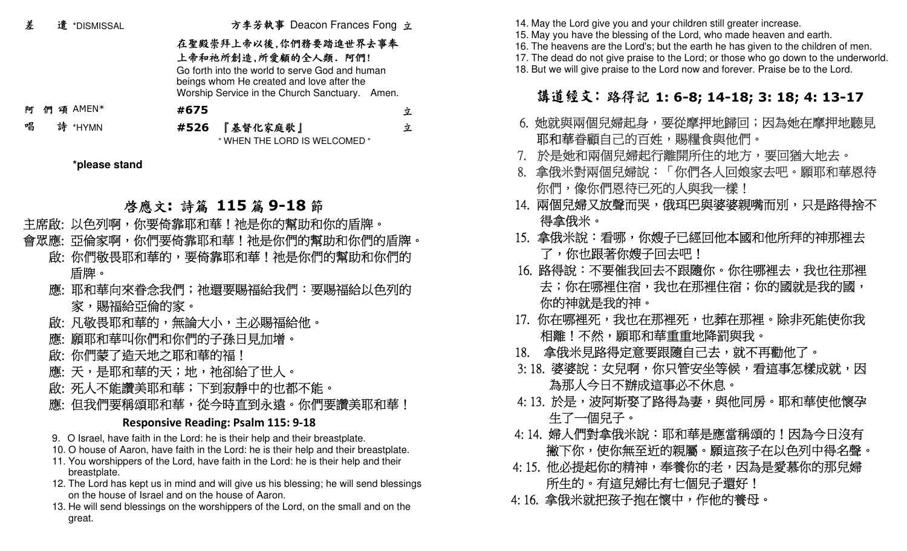差　遣 *DISMISSAL　　方李芳芳執事 Deacon Frances Fong　立

在聖殿崇拜上帝以後,你們務要踏進世界去事奉上帝和祂所創造,所愛顧的全人類. 阿們!

Go forth into the world to serve God and human beings whom He created and love after the Worship Service in the Church Sanctuary.　Amen.

阿 們 頌 AMEN*　　#675　　立

唱　詩 *HYMN　　#526　『基督化家庭歌』　　立

" WHEN THE LORD IS WELCOMED "

**\*please stand**

## 啓應文: 詩篇 115 篇 9-18 節

主席啟: 以色列啊，你要倚靠耶和華！祂是你的幫助和你的盾牌。

會眾應: 亞倫家啊，你們要倚靠耶和華！祂是你們的幫助和你們的盾牌。

啟: 你們敬畏耶和華的，要倚靠耶和華！祂是你們的幫助和你們的盾牌。

應: 耶和華向來眷念我們；祂還要賜福給我們：要賜福給以色列的家，賜福給亞倫的家。

啟: 凡敬畏耶和華的，無論大小，主必賜福給他。

應: 願耶和華叫你們和你們的子孫日見加增。

啟: 你們蒙了造天地之耶和華的福！

應: 天，是耶和華的天；地，祂卻給了世人。

啟: 死人不能讚美耶和華；下到寂靜中的也都不能。

應: 但我們要稱頌耶和華，從今時直到永遠。你們要讚美耶和華！

### Responsive Reading: Psalm 115: 9-18

9. O Israel, have faith in the Lord: he is their help and their breastplate.
10. O house of Aaron, have faith in the Lord: he is their help and their breastplate.
11. You worshippers of the Lord, have faith in the Lord: he is their help and their breastplate.
12. The Lord has kept us in mind and will give us his blessing; he will send blessings on the house of Israel and on the house of Aaron.
13. He will send blessings on the worshippers of the Lord, on the small and on the great.
14. May the Lord give you and your children still greater increase.
15. May you have the blessing of the Lord, who made heaven and earth.
16. The heavens are the Lord's; but the earth he has given to the children of men.
17. The dead do not give praise to the Lord; or those who go down to the underworld.
18. But we will give praise to the Lord now and forever. Praise be to the Lord.

## 講道經文：路得記 1: 6-8; 14-18; 3: 18; 4: 13-17

6. 她就與兩個兒婦起身，要從摩押地歸回；因為她在摩押地聽見耶和華眷顧自己的百姓，賜糧食與他們。
7. 於是她和兩個兒婦起行離開所住的地方，要回猶大地去。
8. 拿俄米對兩個兒婦說：「你們各人回娘家去吧。願耶和華恩待你們，像你們恩待已死的人與我一樣！
14. 兩個兒婦又放聲而哭，俄珥巴與婆婆親嘴而別，只是路得捨不得拿俄米。
15. 拿俄米說：看哪，你嫂子已經回他本國和他所拜的神那裡去了，你也跟著你嫂子回去吧！
16. 路得說：不要催我回去不跟隨你。你往哪裡去，我也往那裡去；你在哪裡住宿，我也在那裡住宿；你的國就是我的國，你的神就是我的神。
17. 你在哪裡死，我也在那裡死，也葬在那裡。除非死能使你我相離！不然，願耶和華重重地降罰與我。
18. 拿俄米見路得定意要跟隨自己去，就不再勸他了。

3: 18. 婆婆說：女兒啊，你只管安坐等候，看這事怎樣成就，因為那人今日不辦成這事必不休息。

4: 13. 於是，波阿斯娶了路得為妻，與他同房。耶和華使他懷孕生了一個兒子。

4: 14. 婦人們對拿俄米說：耶和華是應當稱頌的！因為今日沒有撇下你，使你無至近的親屬。願這孩子在以色列中得名聲。

4: 15. 他必提起你的精神，奉養你的老，因為是愛慕你的那兒婦所生的。有這兒婦比有七個兒子還好！

4: 16. 拿俄米就把孩子抱在懷中，作他的養母。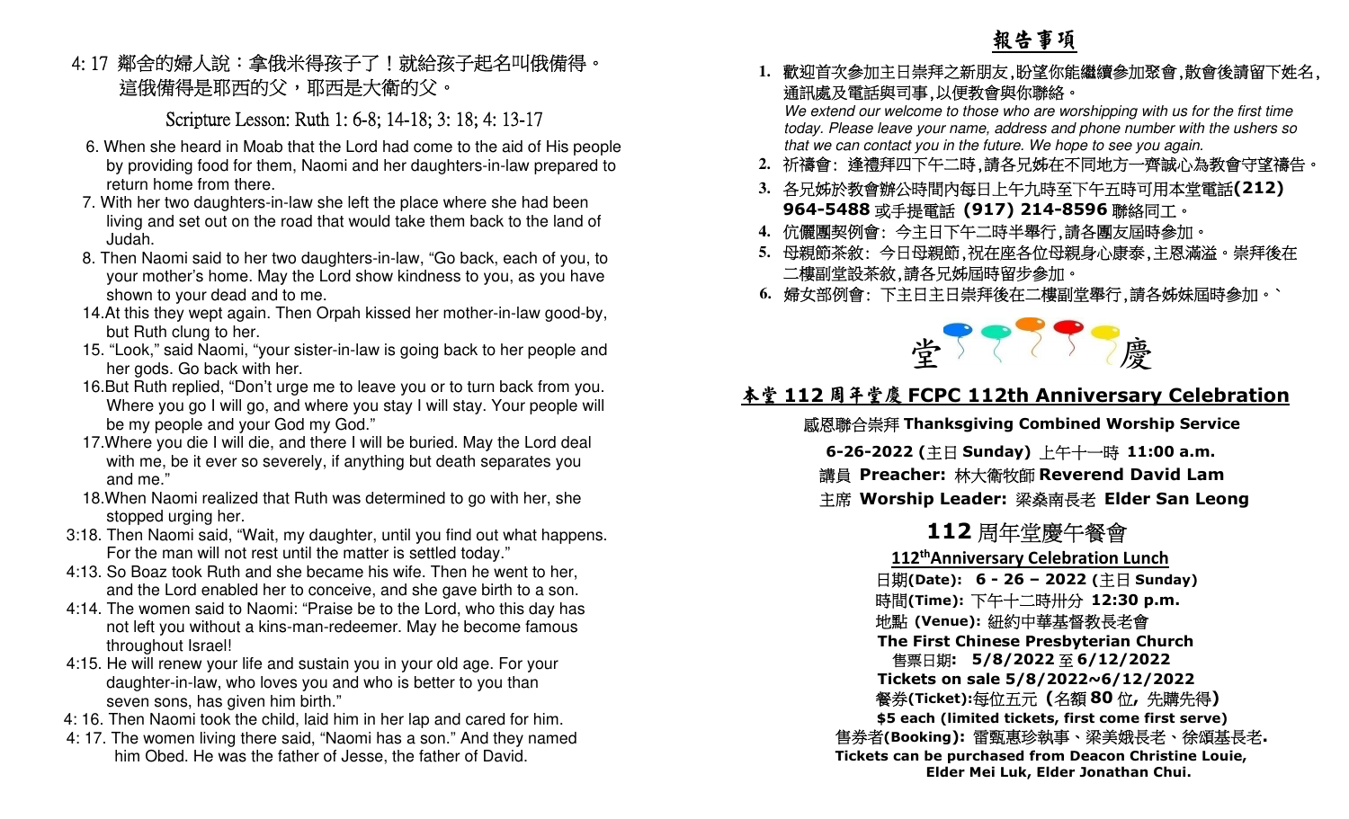4: 17 鄰舍的婦人說：拿俄米得孩子了！就給孩子起名叫俄備得。這俄備得是耶西的父，耶西是大衛的父。

### Scripture Lesson: Ruth 1: 6-8; 14-18; 3: 18; 4: 13-17

6. When she heard in Moab that the Lord had come to the aid of His people by providing food for them, Naomi and her daughters-in-law prepared to return home from there.
7. With her two daughters-in-law she left the place where she had been living and set out on the road that would take them back to the land of Judah.
8. Then Naomi said to her two daughters-in-law, "Go back, each of you, to your mother's home. May the Lord show kindness to you, as you have shown to your dead and to me.

14.At this they wept again. Then Orpah kissed her mother-in-law good-by, but Ruth clung to her.
15. "Look," said Naomi, "your sister-in-law is going back to her people and her gods. Go back with her.
16.But Ruth replied, "Don't urge me to leave you or to turn back from you. Where you go I will go, and where you stay I will stay. Your people will be my people and your God my God."
17.Where you die I will die, and there I will be buried. May the Lord deal with me, be it ever so severely, if anything but death separates you and me."
18.When Naomi realized that Ruth was determined to go with her, she stopped urging her.

3:18. Then Naomi said, "Wait, my daughter, until you find out what happens. For the man will not rest until the matter is settled today."

4:13. So Boaz took Ruth and she became his wife. Then he went to her, and the Lord enabled her to conceive, and she gave birth to a son.
4:14. The women said to Naomi: "Praise be to the Lord, who this day has not left you without a kins-man-redeemer. May he become famous throughout Israel!
4:15. He will renew your life and sustain you in your old age. For your daughter-in-law, who loves you and who is better to you than seven sons, has given him birth."
4: 16. Then Naomi took the child, laid him in her lap and cared for him.
4: 17. The women living there said, "Naomi has a son." And they named him Obed. He was the father of Jesse, the father of David.

## 報告事項

1. 歡迎首次參加主日崇拜之新朋友,盼望你能繼續參加聚會,散會後請留下姓名,通訊處及電話與司事,以便教會與你聯絡。
*We extend our welcome to those who are worshipping with us for the first time today. Please leave your name, address and phone number with the ushers so that we can contact you in the future. We hope to see you again.*
2. 祈禱會: 逢禮拜四下午二時,請各兄姊在不同地方一齊誠心為教會守望禱告。
3. 各兄姊於教會辦公時間內每日上午九時至下午五時可用本堂電話**(212) 964-5488** 或手提電話 **(917) 214-8596** 聯絡同工。
4. 伉儷團契例會: 今主日下午二時半舉行,請各團友屆時參加。
5. 母親節茶敘: 今日母親節,祝在座各位母親身心康泰,主恩滿溢。崇拜後在二樓副堂設茶敘,請各兄姊屆時留步參加。
6. 婦女部例會: 下主日主日崇拜後在二樓副堂舉行,請各姊妹屆時參加。`

堂 慶

## 本堂 112 周年堂慶 FCPC 112th Anniversary Celebration

感恩聯合崇拜 **Thanksgiving Combined Worship Service**

**6-26-2022 (**主日 **Sunday)** 上午十一時 **11:00 a.m.**

講員 **Preacher:** 林大衛牧師 **Reverend David Lam**

主席 **Worship Leader:** 梁燊南長老 **Elder San Leong**

## 112 周年堂慶午餐會

**112th Anniversary Celebration Lunch**

日期**(Date): 6 - 26 – 2022 (**主日 **Sunday)**

時間**(Time):** 下午十二時卅分 **12:30 p.m.**

地點 **(Venue):** 紐約中華基督教長老會

**The First Chinese Presbyterian Church**

售票日期**: 5/8/2022** 至 **6/12/2022**

**Tickets on sale 5/8/2022~6/12/2022**

餐券**(Ticket):**每位五元 **(**名額 **80** 位**,** 先購先得**)**

**$5 each (limited tickets, first come first serve)**

售券者**(Booking):** 雷甄惠珍執事、梁美娥長老、徐頌基長老**.**

**Tickets can be purchased from Deacon Christine Louie, Elder Mei Luk, Elder Jonathan Chui.**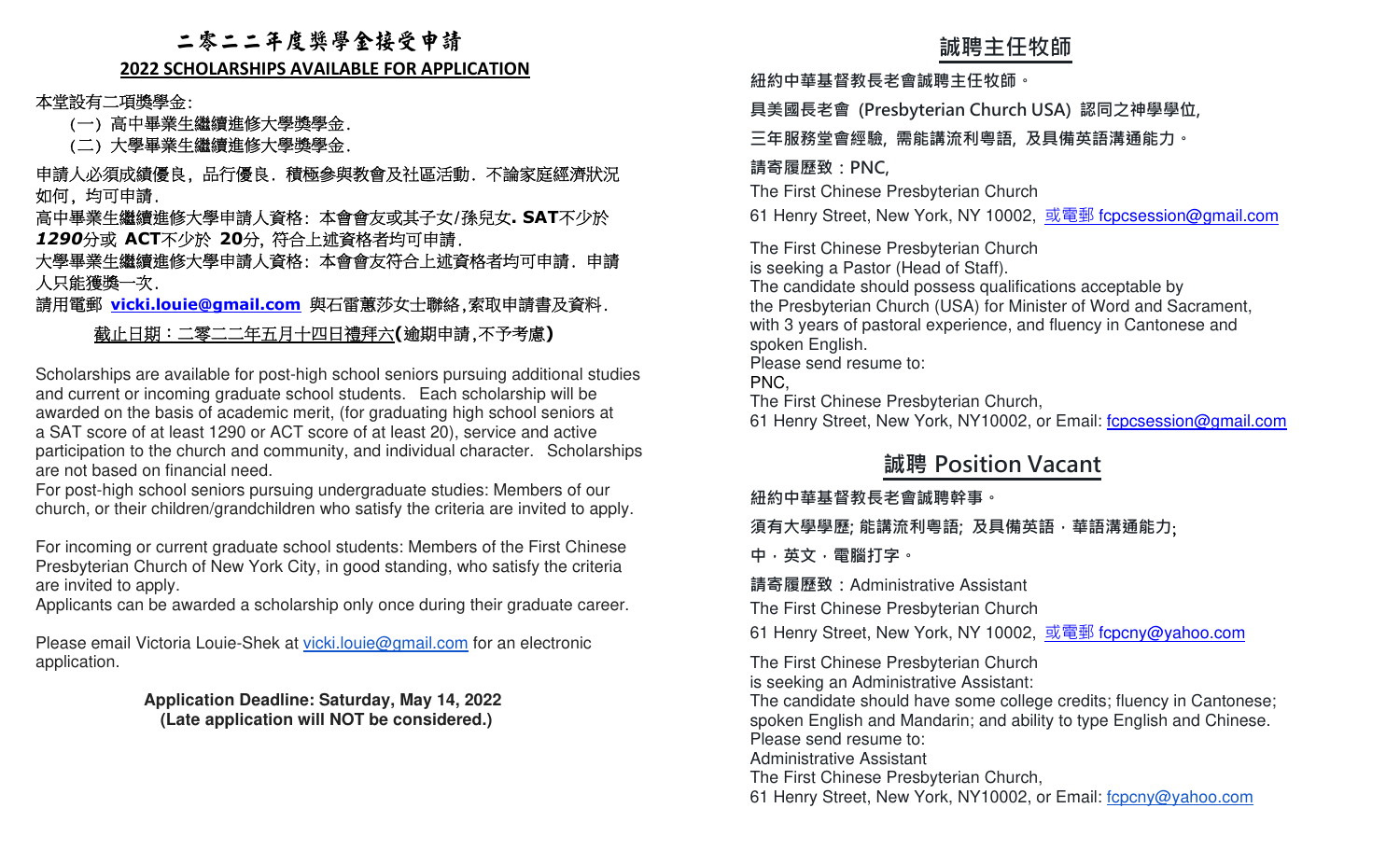# 二零二二年度獎學金接受申請

**2022 SCHOLARSHIPS AVAILABLE FOR APPLICATION**

本堂設有二項獎學金:

（一）高中畢業生繼續進修大學獎學金.

（二）大學畢業生繼續進修大學獎學金.

申請人必須成績優良，品行優良．積極參與教會及社區活動．不論家庭經濟狀況如何，均可申請.

高中畢業生繼續進修大學申請人資格：本會會友或其子女/孫兒女**.** **SAT**不少於 ***1290***分或 **ACT**不少於 **20**分, 符合上述資格者均可申請.

大學畢業生繼續進修大學申請人資格：本會會友符合上述資格者均可申請．申請人只能獲獎一次.

請用電郵 **vicki.louie@gmail.com** 與石雷蕙莎女士聯絡,索取申請書及資料.

截止日期：二零二二年五月十四日禮拜六**(**逾期申請,不予考慮**)**

Scholarships are available for post-high school seniors pursuing additional studies and current or incoming graduate school students. Each scholarship will be awarded on the basis of academic merit, (for graduating high school seniors at a SAT score of at least 1290 or ACT score of at least 20), service and active participation to the church and community, and individual character. Scholarships are not based on financial need.

For post-high school seniors pursuing undergraduate studies: Members of our church, or their children/grandchildren who satisfy the criteria are invited to apply.

For incoming or current graduate school students: Members of the First Chinese Presbyterian Church of New York City, in good standing, who satisfy the criteria are invited to apply.

Applicants can be awarded a scholarship only once during their graduate career.

Please email Victoria Louie-Shek at vicki.louie@gmail.com for an electronic application.

**Application Deadline: Saturday, May 14, 2022**
**(Late application will NOT be considered.)**

## 誠聘主任牧師

**紐約中華基督教長老會誠聘主任牧師。**

**具美國長老會 (Presbyterian Church USA) 認同之神學學位,**

**三年服務堂會經驗, 需能講流利粵語, 及具備英語溝通能力。**

**請寄履歷致：PNC,**

The First Chinese Presbyterian Church

61 Henry Street, New York, NY 10002, 或電郵 fcpcsession@gmail.com

The First Chinese Presbyterian Church
is seeking a Pastor (Head of Staff).
The candidate should possess qualifications acceptable by the Presbyterian Church (USA) for Minister of Word and Sacrament, with 3 years of pastoral experience, and fluency in Cantonese and spoken English.
Please send resume to:
PNC,
The First Chinese Presbyterian Church,
61 Henry Street, New York, NY10002, or Email: fcpcsession@gmail.com

## 誠聘 Position Vacant

**紐約中華基督教長老會誠聘幹事。**

**須有大學學歷; 能講流利粵語; 及具備英語．華語溝通能力;**

**中．英文．電腦打字。**

**請寄履歷致：**Administrative Assistant

The First Chinese Presbyterian Church

61 Henry Street, New York, NY 10002, 或電郵 fcpcny@yahoo.com

The First Chinese Presbyterian Church
is seeking an Administrative Assistant:
The candidate should have some college credits; fluency in Cantonese; spoken English and Mandarin; and ability to type English and Chinese.
Please send resume to:
Administrative Assistant
The First Chinese Presbyterian Church,
61 Henry Street, New York, NY10002, or Email: fcpcny@yahoo.com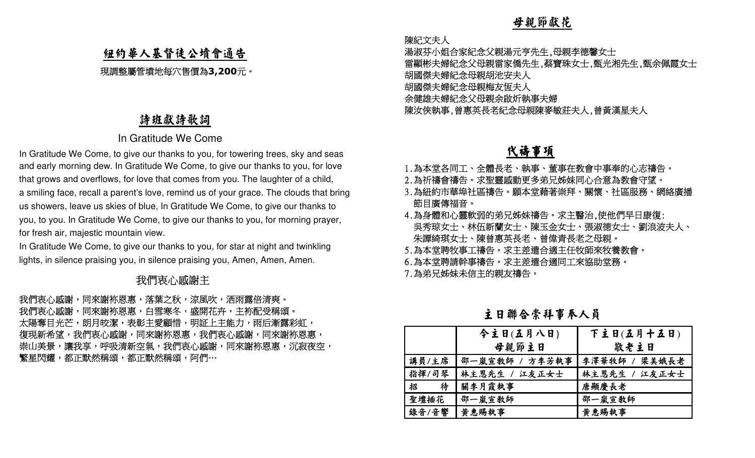## 紐約華人基督徒公墳會通告

現調整屬管墳地每穴售價為**3,200**元。

## 詩班獻詩歌詞

### In Gratitude We Come

In Gratitude We Come, to give our thanks to you, for towering trees, sky and seas and early morning dew. In Gratitude We Come, to give our thanks to you, for love that grows and overflows, for love that comes from you. The laughter of a child, a smiling face, recall a parent's love, remind us of your grace. The clouds that bring us showers, leave us skies of blue, In Gratitude We Come, to give our thanks to you, to you. In Gratitude We Come, to give our thanks to you, for morning prayer, for fresh air, majestic mountain view.

In Gratitude We Come, to give our thanks to you, for star at night and twinkling lights, in silence praising you, in silence praising you, Amen, Amen, Amen.

### 我們衷心感謝主

我們衷心感謝，同來謝祢恩惠，落葉之秋，涼風吹，洒雨露倍清爽。
我們衷心感謝，同來謝祢恩惠，白雪寒冬，盛開花卉，主祢配受稱頌。
太陽奪目光芒，朗月皎潔，表彰主愛顧惜，明証上主能力，雨后漸露彩虹，
復現新希望，我們衷心感謝，同來謝祢恩惠，我們衷心感謝，同來謝祢恩惠，
崇山美景，讓我享，呼吸清新空氣，我們衷心感謝，同來謝祢恩惠，沉寂夜空，
繁星閃耀，都正默然稱頌，都正默然稱頌，阿們⋯

## 母親節獻花

陳紀文夫人
湯淑芬小姐合家紀念父親湯元亨先生,母親李德馨女士
雷顯彬夫婦紀念父母親雷家僑先生,蔡寶珠女士,甄光湘先生,甄余佩霞女士
胡國傑夫婦紀念母親胡池安夫人
胡國傑夫婦紀念母親梅友恒夫人
余健雄夫婦紀念父母親余啟炘執事夫婦
陳汝俠執事,曾惠英長老紀念母親陳麥敏莊夫人,曾黃漢星夫人

## 代禱事項

1. 為本堂各同工、全體長老、執事、董事在教會中事奉的心志禱告。
2. 為祈禱會禱告。求聖靈感動更多弟兄姊妹同心合意為教會守望。
3. 為紐約市華埠社區禱告。願本堂藉著崇拜、關懷、社區服務、網絡廣播節目廣傳福音。
4. 為身體和心靈軟弱的弟兄姊妹禱告。求主醫治,使他們早日康復:
   吳秀琼女士、林伍新蘭女士、陳玉金女士、張淑德女士、劉浪波夫人、朱譚綺琪女士、陳曾惠英長老、曾偉青長老之母親。
5. 為本堂聘牧事工禱告。求主差遣合適主任牧師來牧養教會。
6. 為本堂聘請幹事禱告。求主差遣合適同工來協助堂務。
7. 為弟兄姊妹未信主的親友禱告。

## 主日聯合崇拜事奉人員

| | 今主日(五月八日) 母親節主日 | 下主日(五月十五日) 敬老主日 |
|---|---|---|
| 講員/主席 | 邵一嵐宣教師 / 方李芳執事 | 李澤華牧師 / 梁美娥長老 |
| 指揮/司琴 | 林主恩先生 / 江友正女士 | 林主恩先生 / 江友正女士 |
| 招　　待 | 關李月霞執事 | 唐顯慶長老 |
| 聖壇插花 | 邵一嵐宣教師 | 邵一嵐宣教師 |
| 錄音/音響 | 黃惠賜執事 | 黃惠賜執事 |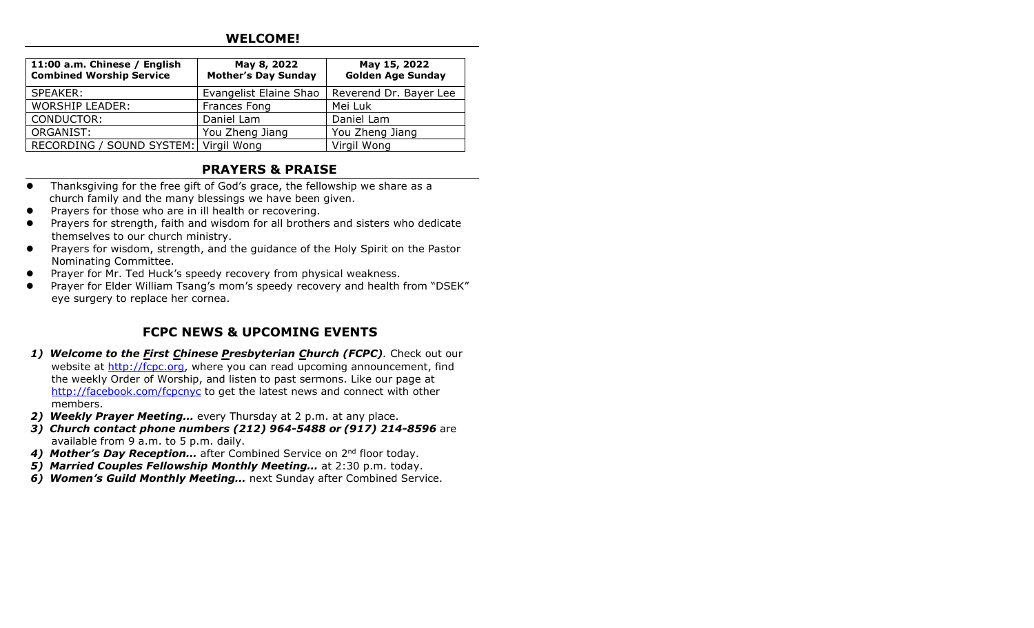## WELCOME!

| 11:00 a.m. Chinese / English Combined Worship Service | May 8, 2022 Mother's Day Sunday | May 15, 2022 Golden Age Sunday |
|---|---|---|
| SPEAKER: | Evangelist Elaine Shao | Reverend Dr. Bayer Lee |
| WORSHIP LEADER: | Frances Fong | Mei Luk |
| CONDUCTOR: | Daniel Lam | Daniel Lam |
| ORGANIST: | You Zheng Jiang | You Zheng Jiang |
| RECORDING / SOUND SYSTEM: | Virgil Wong | Virgil Wong |

## PRAYERS & PRAISE

- Thanksgiving for the free gift of God's grace, the fellowship we share as a church family and the many blessings we have been given.
- Prayers for those who are in ill health or recovering.
- Prayers for strength, faith and wisdom for all brothers and sisters who dedicate themselves to our church ministry.
- Prayers for wisdom, strength, and the guidance of the Holy Spirit on the Pastor Nominating Committee.
- Prayer for Mr. Ted Huck's speedy recovery from physical weakness.
- Prayer for Elder William Tsang's mom's speedy recovery and health from "DSEK" eye surgery to replace her cornea.

## FCPC NEWS & UPCOMING EVENTS

1) ***Welcome to the First Chinese Presbyterian Church (FCPC)***. Check out our website at http://fcpc.org, where you can read upcoming announcement, find the weekly Order of Worship, and listen to past sermons. Like our page at http://facebook.com/fcpcnyc to get the latest news and connect with other members.
2) ***Weekly Prayer Meeting…*** every Thursday at 2 p.m. at any place.
3) ***Church contact phone numbers (212) 964-5488 or (917) 214-8596*** are available from 9 a.m. to 5 p.m. daily.
4) ***Mother's Day Reception…*** after Combined Service on 2nd floor today.
5) ***Married Couples Fellowship Monthly Meeting…*** at 2:30 p.m. today.
6) ***Women's Guild Monthly Meeting…*** next Sunday after Combined Service.